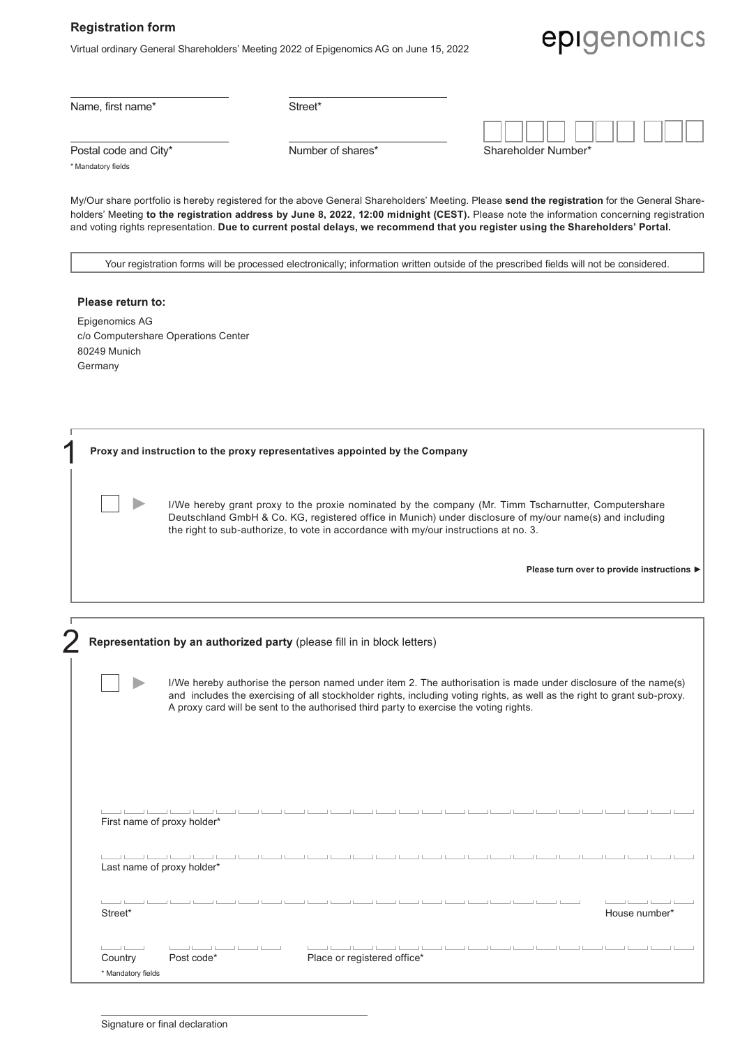## Registration form

Virtual ordinary General Shareholders' Meeting 2022 of Epigenomics AG on June 15, 2022

epigenomics

Name, first name*

Street*

Postal code and City*

Number of shares*

Shareholder Number*

\* Mandatory fields

My/Our share portfolio is hereby registered for the above General Shareholders' Meeting. Please **send the registration** for the General Shareholders' Meeting **to the registration address by June 8, 2022, 12:00 midnight (CEST).** Please note the information concerning registration and voting rights representation. **Due to current postal delays, we recommend that you register using the Shareholders' Portal.**

Your registration forms will be processed electronically; information written outside of the prescribed fields will not be considered.

**Please return to:**

Epigenomics AG
c/o Computershare Operations Center
80249 Munich
Germany

### 1 Proxy and instruction to the proxy representatives appointed by the Company

☐ ► I/We hereby grant proxy to the proxie nominated by the company (Mr. Timm Tscharnutter, Computershare Deutschland GmbH & Co. KG, registered office in Munich) under disclosure of my/our name(s) and including the right to sub-authorize, to vote in accordance with my/our instructions at no. 3.

**Please turn over to provide instructions ►**

### 2 Representation by an authorized party (please fill in in block letters)

☐ ► I/We hereby authorise the person named under item 2. The authorisation is made under disclosure of the name(s) and includes the exercising of all stockholder rights, including voting rights, as well as the right to grant sub-proxy. A proxy card will be sent to the authorised third party to exercise the voting rights.

First name of proxy holder*

Last name of proxy holder*

Street*

House number*

Country

Post code*

Place or registered office*

\* Mandatory fields

Signature or final declaration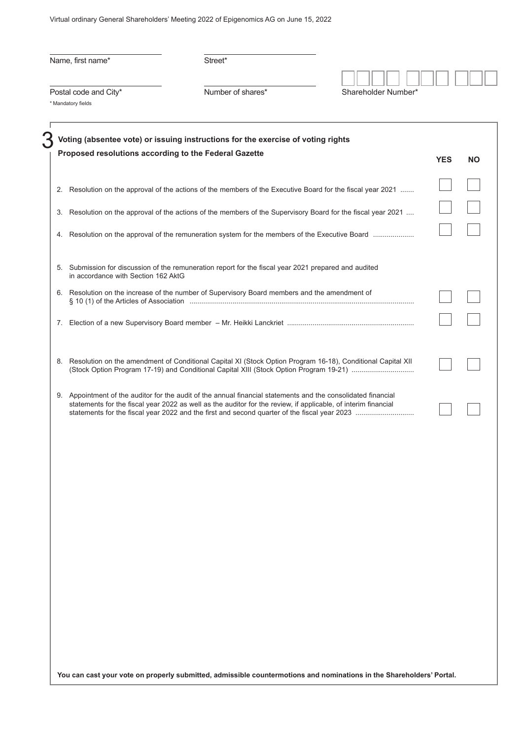Name, first name* | Street*

Postal code and City* | Number of shares* | Shareholder Number*

\* Mandatory fields

## 3 Voting (absentee vote) or issuing instructions for the exercise of voting rights

**Proposed resolutions according to the Federal Gazette**

| | YES | NO |
|---|---|---|
| 2. Resolution on the approval of the actions of the members of the Executive Board for the fiscal year 2021 | ☐ | ☐ |
| 3. Resolution on the approval of the actions of the members of the Supervisory Board for the fiscal year 2021 | ☐ | ☐ |
| 4. Resolution on the approval of the remuneration system for the members of the Executive Board | ☐ | ☐ |
| 5. Submission for discussion of the remuneration report for the fiscal year 2021 prepared and audited in accordance with Section 162 AktG | | |
| 6. Resolution on the increase of the number of Supervisory Board members and the amendment of § 10 (1) of the Articles of Association | ☐ | ☐ |
| 7. Election of a new Supervisory Board member – Mr. Heikki Lanckriet | ☐ | ☐ |
| 8. Resolution on the amendment of Conditional Capital XI (Stock Option Program 16-18), Conditional Capital XII (Stock Option Program 17-19) and Conditional Capital XIII (Stock Option Program 19-21) | ☐ | ☐ |
| 9. Appointment of the auditor for the audit of the annual financial statements and the consolidated financial statements for the fiscal year 2022 as well as the auditor for the review, if applicable, of interim financial statements for the fiscal year 2022 and the first and second quarter of the fiscal year 2023 | ☐ | ☐ |

**You can cast your vote on properly submitted, admissible countermotions and nominations in the Shareholders' Portal.**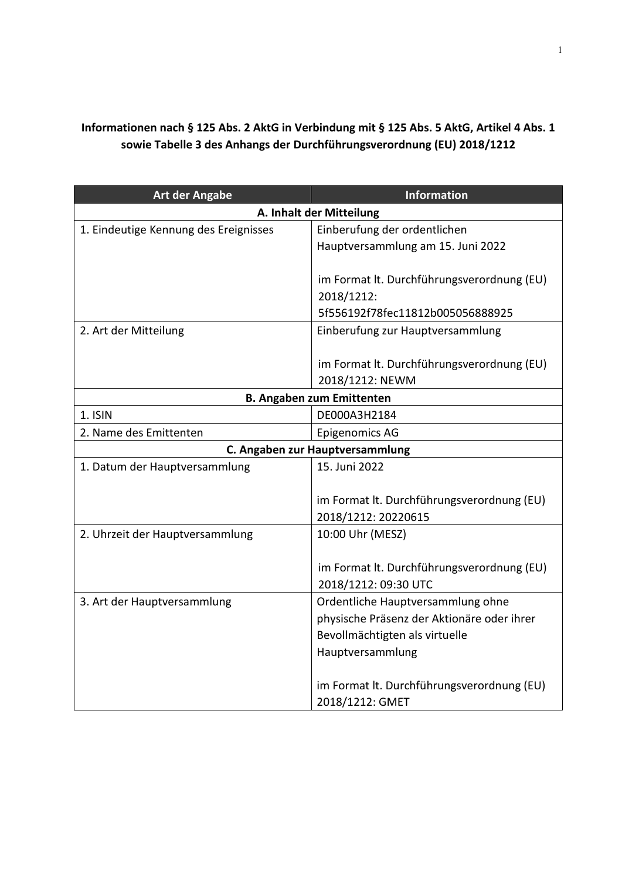**Informationen nach § 125 Abs. 2 AktG in Verbindung mit § 125 Abs. 5 AktG, Artikel 4 Abs. 1 sowie Tabelle 3 des Anhangs der Durchführungsverordnung (EU) 2018/1212**

| Art der Angabe | Information |
|---|---|
| **A. Inhalt der Mitteilung** | |
| 1. Eindeutige Kennung des Ereignisses | Einberufung der ordentlichen Hauptversammlung am 15. Juni 2022<br><br>im Format lt. Durchführungsverordnung (EU) 2018/1212: 5f556192f78fec11812b005056888925 |
| 2. Art der Mitteilung | Einberufung zur Hauptversammlung<br><br>im Format lt. Durchführungsverordnung (EU) 2018/1212: NEWM |
| **B. Angaben zum Emittenten** | |
| 1. ISIN | DE000A3H2184 |
| 2. Name des Emittenten | Epigenomics AG |
| **C. Angaben zur Hauptversammlung** | |
| 1. Datum der Hauptversammlung | 15. Juni 2022<br><br>im Format lt. Durchführungsverordnung (EU) 2018/1212: 20220615 |
| 2. Uhrzeit der Hauptversammlung | 10:00 Uhr (MESZ)<br><br>im Format lt. Durchführungsverordnung (EU) 2018/1212: 09:30 UTC |
| 3. Art der Hauptversammlung | Ordentliche Hauptversammlung ohne physische Präsenz der Aktionäre oder ihrer Bevollmächtigten als virtuelle Hauptversammlung<br><br>im Format lt. Durchführungsverordnung (EU) 2018/1212: GMET |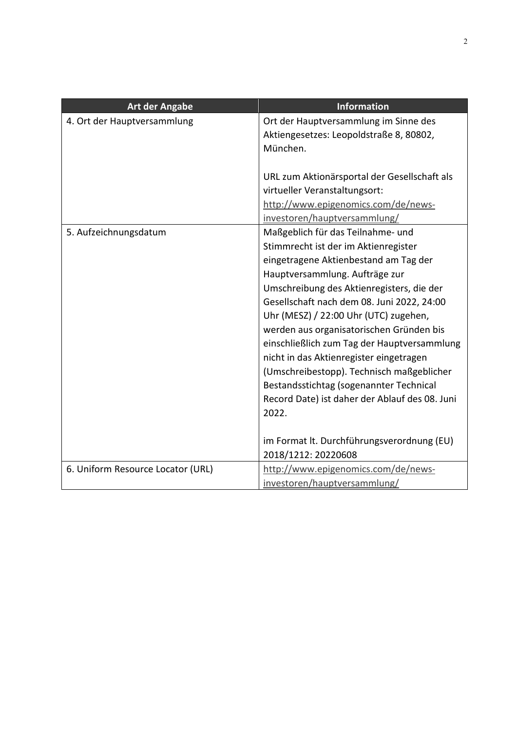| Art der Angabe | Information |
| --- | --- |
| 4. Ort der Hauptversammlung | Ort der Hauptversammlung im Sinne des Aktiengesetzes: Leopoldstraße 8, 80802, München.<br><br>URL zum Aktionärsportal der Gesellschaft als virtueller Veranstaltungsort: http://www.epigenomics.com/de/news-investoren/hauptversammlung/ |
| 5. Aufzeichnungsdatum | Maßgeblich für das Teilnahme- und Stimmrecht ist der im Aktienregister eingetragene Aktienbestand am Tag der Hauptversammlung. Aufträge zur Umschreibung des Aktienregisters, die der Gesellschaft nach dem 08. Juni 2022, 24:00 Uhr (MESZ) / 22:00 Uhr (UTC) zugehen, werden aus organisatorischen Gründen bis einschließlich zum Tag der Hauptversammlung nicht in das Aktienregister eingetragen (Umschreibestopp). Technisch maßgeblicher Bestandsstichtag (sogenannter Technical Record Date) ist daher der Ablauf des 08. Juni 2022.<br><br>im Format lt. Durchführungsverordnung (EU) 2018/1212: 20220608 |
| 6. Uniform Resource Locator (URL) | http://www.epigenomics.com/de/news-investoren/hauptversammlung/ |